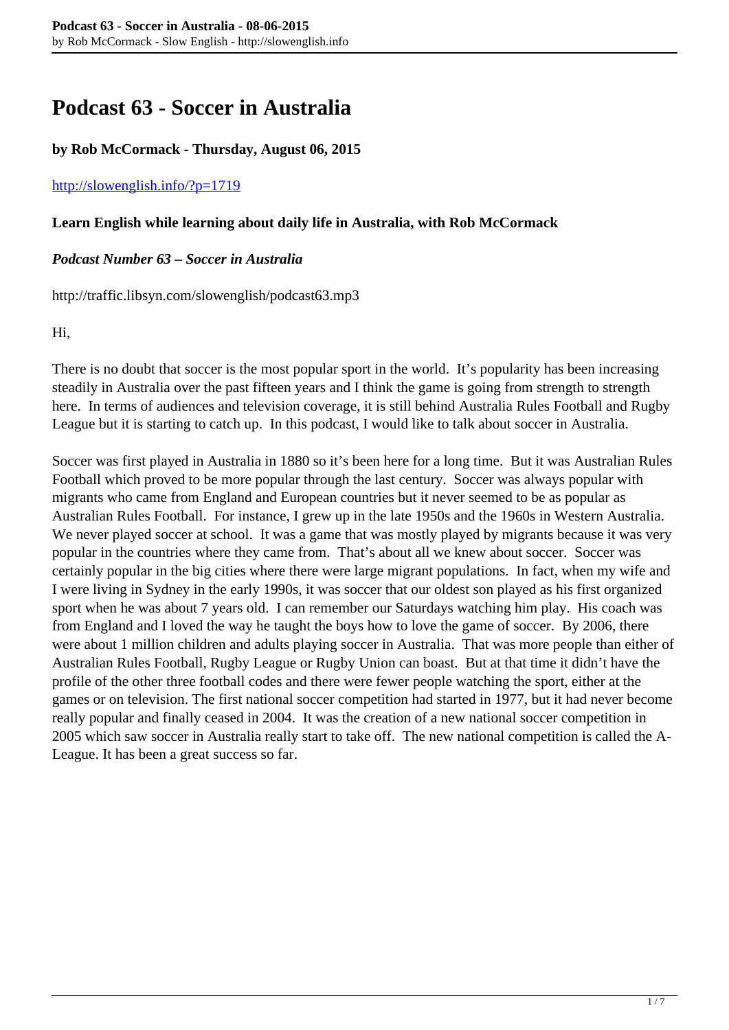# Podcast 63 - Soccer in Australia

**by Rob McCormack - Thursday, August 06, 2015**

http://slowenglish.info/?p=1719

**Learn English while learning about daily life in Australia, with Rob McCormack**

***Podcast Number 63 – Soccer in Australia***

http://traffic.libsyn.com/slowenglish/podcast63.mp3

Hi,

There is no doubt that soccer is the most popular sport in the world. It's popularity has been increasing steadily in Australia over the past fifteen years and I think the game is going from strength to strength here. In terms of audiences and television coverage, it is still behind Australia Rules Football and Rugby League but it is starting to catch up. In this podcast, I would like to talk about soccer in Australia.

Soccer was first played in Australia in 1880 so it's been here for a long time. But it was Australian Rules Football which proved to be more popular through the last century. Soccer was always popular with migrants who came from England and European countries but it never seemed to be as popular as Australian Rules Football. For instance, I grew up in the late 1950s and the 1960s in Western Australia. We never played soccer at school. It was a game that was mostly played by migrants because it was very popular in the countries where they came from. That's about all we knew about soccer. Soccer was certainly popular in the big cities where there were large migrant populations. In fact, when my wife and I were living in Sydney in the early 1990s, it was soccer that our oldest son played as his first organized sport when he was about 7 years old. I can remember our Saturdays watching him play. His coach was from England and I loved the way he taught the boys how to love the game of soccer. By 2006, there were about 1 million children and adults playing soccer in Australia. That was more people than either of Australian Rules Football, Rugby League or Rugby Union can boast. But at that time it didn't have the profile of the other three football codes and there were fewer people watching the sport, either at the games or on television. The first national soccer competition had started in 1977, but it had never become really popular and finally ceased in 2004. It was the creation of a new national soccer competition in 2005 which saw soccer in Australia really start to take off. The new national competition is called the A-League. It has been a great success so far.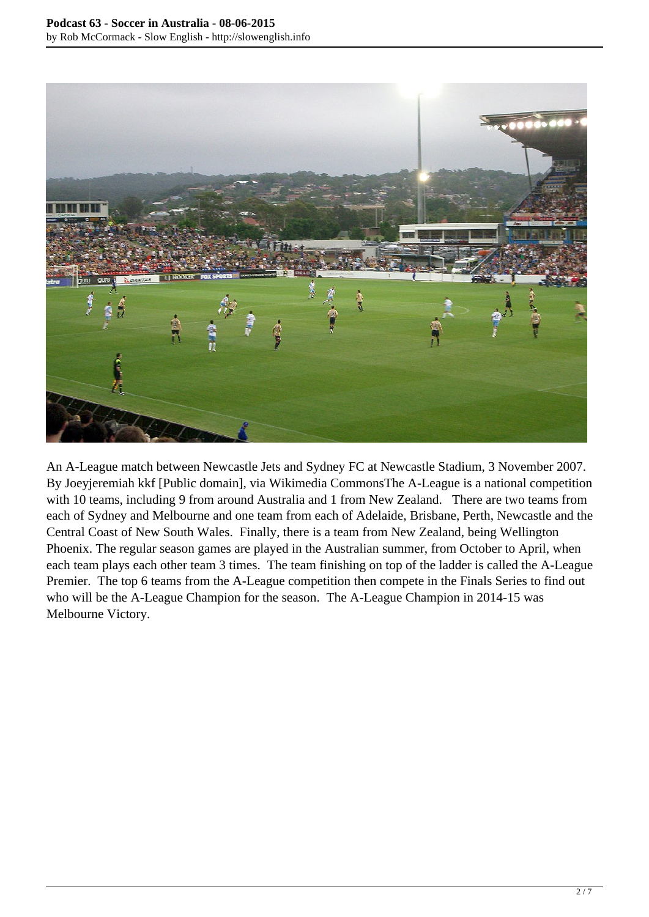An A-League match between Newcastle Jets and Sydney FC at Newcastle Stadium, 3 November 2007. By Joeyjeremiah kkf [Public domain], via Wikimedia CommonsThe A-League is a national competition with 10 teams, including 9 from around Australia and 1 from New Zealand. There are two teams from each of Sydney and Melbourne and one team from each of Adelaide, Brisbane, Perth, Newcastle and the Central Coast of New South Wales. Finally, there is a team from New Zealand, being Wellington Phoenix. The regular season games are played in the Australian summer, from October to April, when each team plays each other team 3 times. The team finishing on top of the ladder is called the A-League Premier. The top 6 teams from the A-League competition then compete in the Finals Series to find out who will be the A-League Champion for the season. The A-League Champion in 2014-15 was Melbourne Victory.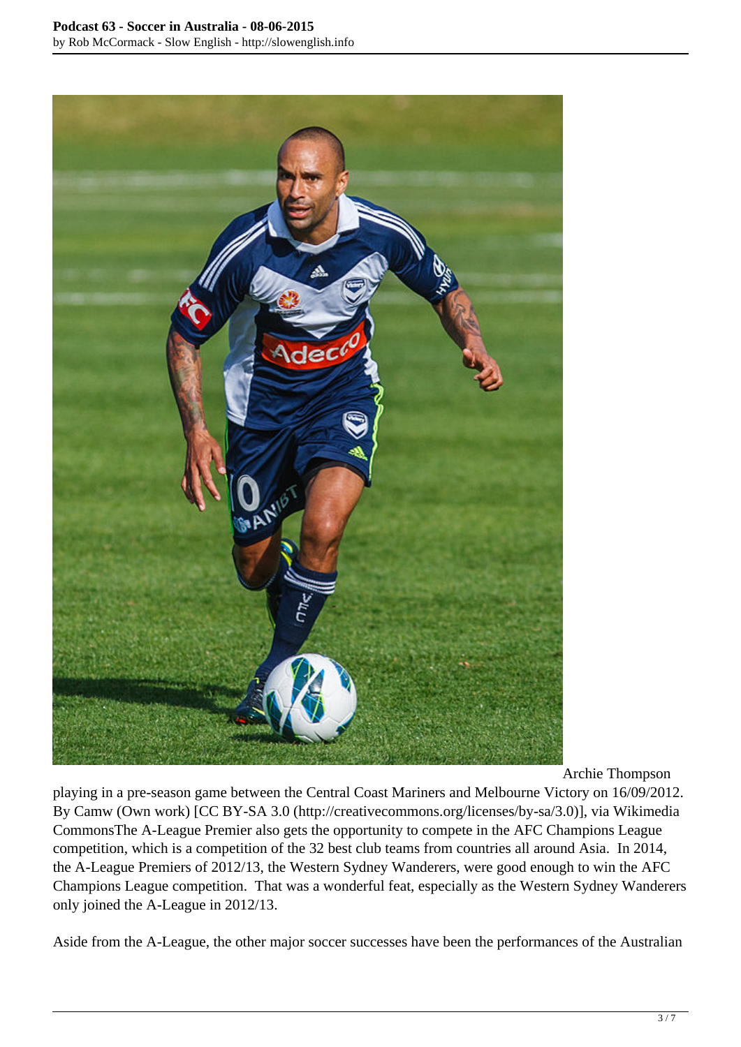Archie Thompson playing in a pre-season game between the Central Coast Mariners and Melbourne Victory on 16/09/2012. By Camw (Own work) [CC BY-SA 3.0 (http://creativecommons.org/licenses/by-sa/3.0)], via Wikimedia CommonsThe A-League Premier also gets the opportunity to compete in the AFC Champions League competition, which is a competition of the 32 best club teams from countries all around Asia. In 2014, the A-League Premiers of 2012/13, the Western Sydney Wanderers, were good enough to win the AFC Champions League competition. That was a wonderful feat, especially as the Western Sydney Wanderers only joined the A-League in 2012/13.

Aside from the A-League, the other major soccer successes have been the performances of the Australian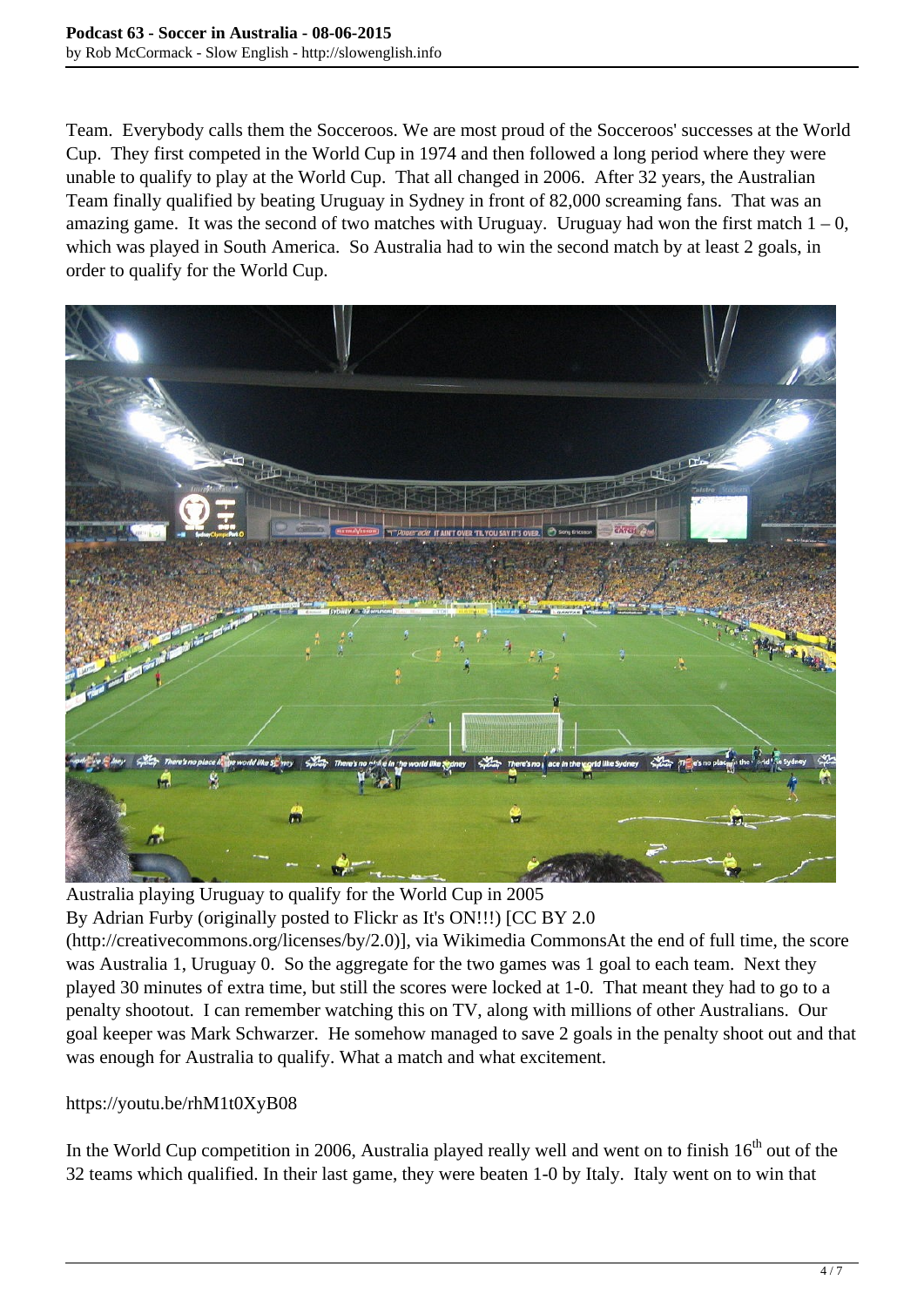Team.  Everybody calls them the Socceroos. We are most proud of the Socceroos' successes at the World Cup.  They first competed in the World Cup in 1974 and then followed a long period where they were unable to qualify to play at the World Cup.  That all changed in 2006.  After 32 years, the Australian Team finally qualified by beating Uruguay in Sydney in front of 82,000 screaming fans.  That was an amazing game.  It was the second of two matches with Uruguay.  Uruguay had won the first match 1 – 0, which was played in South America.  So Australia had to win the second match by at least 2 goals, in order to qualify for the World Cup.

Australia playing Uruguay to qualify for the World Cup in 2005
By Adrian Furby (originally posted to Flickr as It's ON!!!) [CC BY 2.0 (http://creativecommons.org/licenses/by/2.0)], via Wikimedia CommonsAt the end of full time, the score was Australia 1, Uruguay 0.  So the aggregate for the two games was 1 goal to each team.  Next they played 30 minutes of extra time, but still the scores were locked at 1-0.  That meant they had to go to a penalty shootout.  I can remember watching this on TV, along with millions of other Australians.  Our goal keeper was Mark Schwarzer.  He somehow managed to save 2 goals in the penalty shoot out and that was enough for Australia to qualify. What a match and what excitement.

https://youtu.be/rhM1t0XyB08

In the World Cup competition in 2006, Australia played really well and went on to finish 16th out of the 32 teams which qualified. In their last game, they were beaten 1-0 by Italy.  Italy went on to win that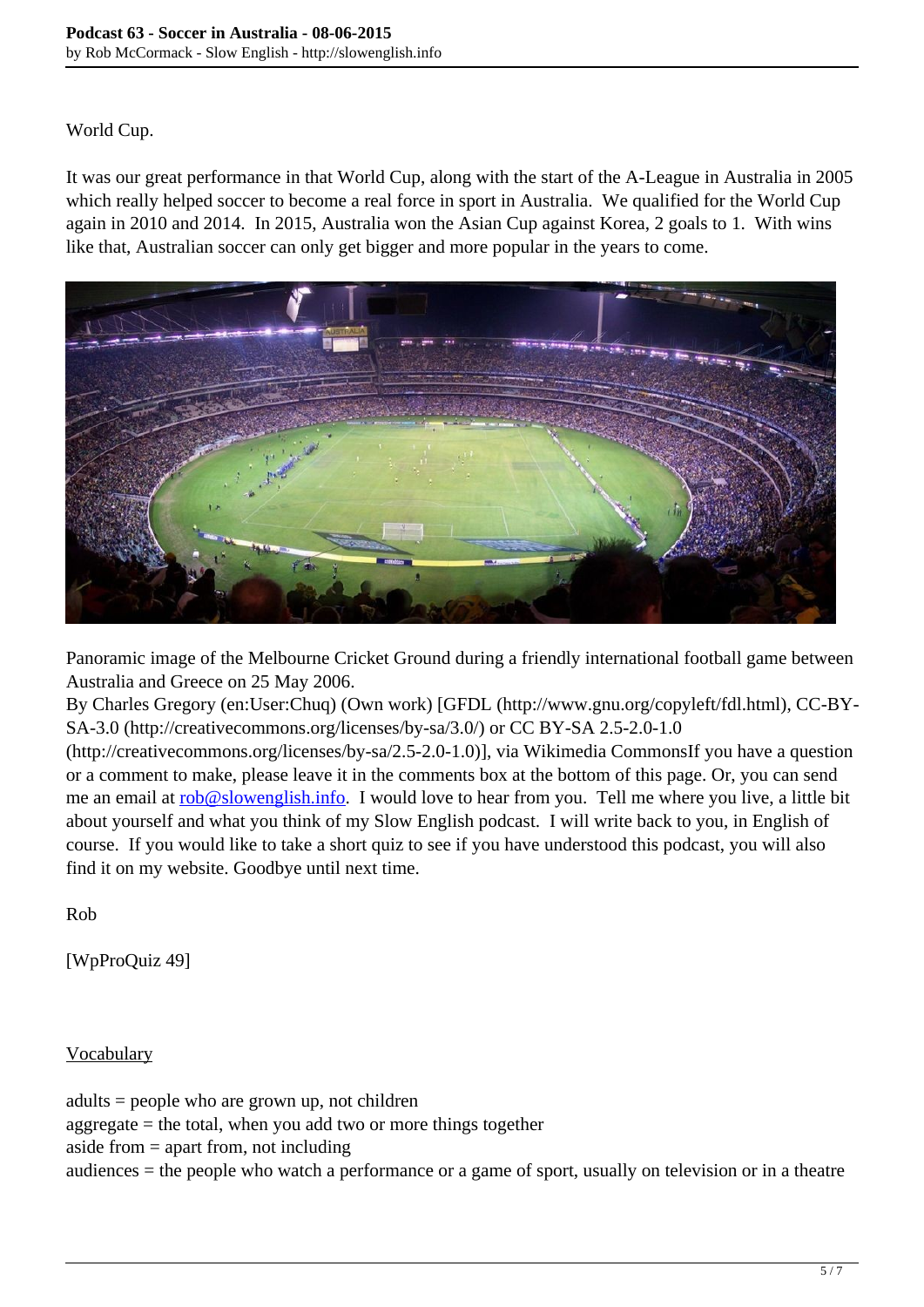World Cup.

It was our great performance in that World Cup, along with the start of the A-League in Australia in 2005 which really helped soccer to become a real force in sport in Australia. We qualified for the World Cup again in 2010 and 2014. In 2015, Australia won the Asian Cup against Korea, 2 goals to 1. With wins like that, Australian soccer can only get bigger and more popular in the years to come.

Panoramic image of the Melbourne Cricket Ground during a friendly international football game between Australia and Greece on 25 May 2006.
By Charles Gregory (en:User:Chuq) (Own work) [GFDL (http://www.gnu.org/copyleft/fdl.html), CC-BY-SA-3.0 (http://creativecommons.org/licenses/by-sa/3.0/) or CC BY-SA 2.5-2.0-1.0 (http://creativecommons.org/licenses/by-sa/2.5-2.0-1.0)], via Wikimedia CommonsIf you have a question or a comment to make, please leave it in the comments box at the bottom of this page. Or, you can send me an email at rob@slowenglish.info. I would love to hear from you. Tell me where you live, a little bit about yourself and what you think of my Slow English podcast. I will write back to you, in English of course. If you would like to take a short quiz to see if you have understood this podcast, you will also find it on my website. Goodbye until next time.

Rob

[WpProQuiz 49]

Vocabulary

adults = people who are grown up, not children
aggregate = the total, when you add two or more things together
aside from = apart from, not including
audiences = the people who watch a performance or a game of sport, usually on television or in a theatre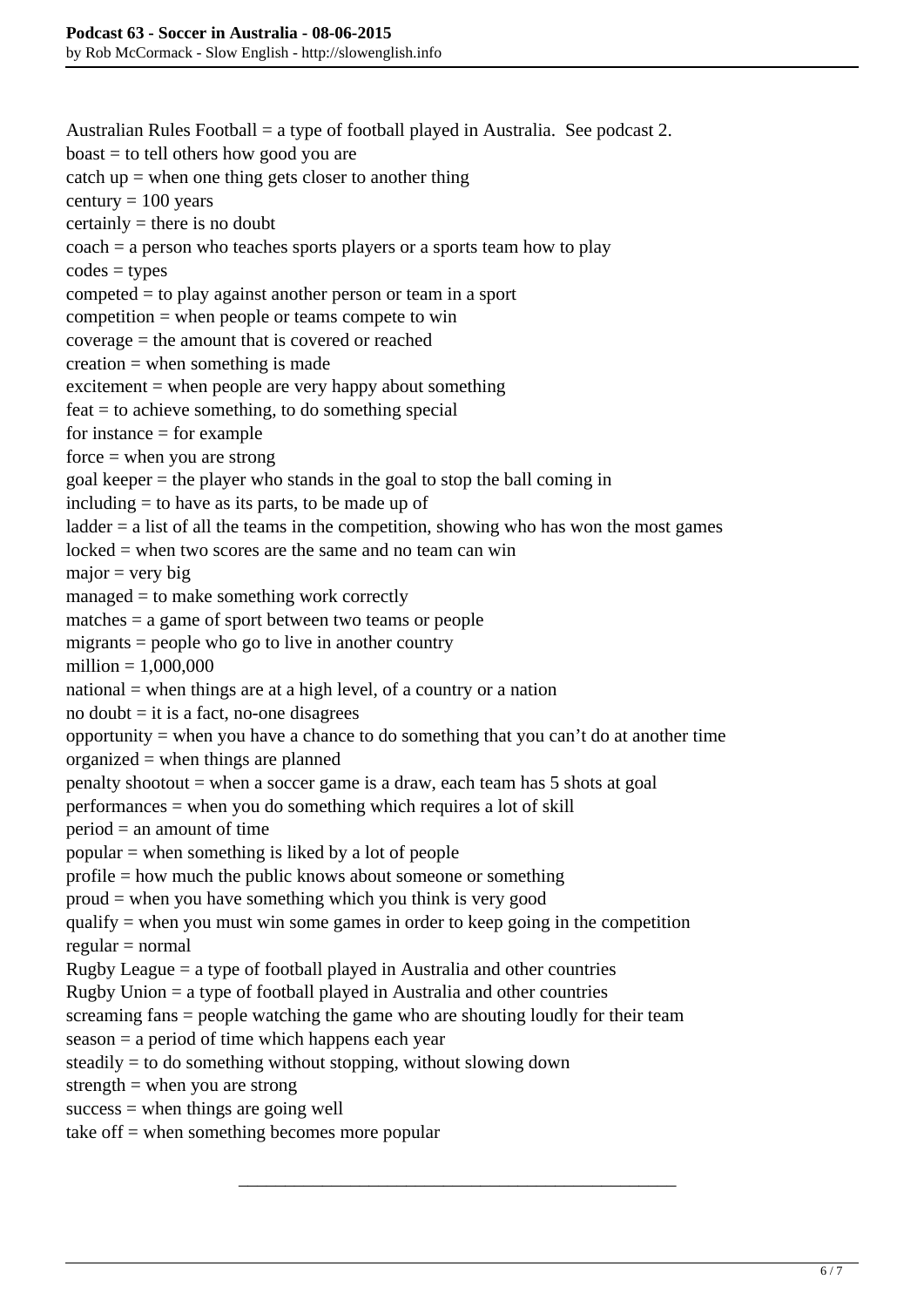Australian Rules Football = a type of football played in Australia. See podcast 2.
boast = to tell others how good you are
catch up = when one thing gets closer to another thing
century = 100 years
certainly = there is no doubt
coach = a person who teaches sports players or a sports team how to play
codes = types
competed = to play against another person or team in a sport
competition = when people or teams compete to win
coverage = the amount that is covered or reached
creation = when something is made
excitement = when people are very happy about something
feat = to achieve something, to do something special
for instance = for example
force = when you are strong
goal keeper = the player who stands in the goal to stop the ball coming in
including = to have as its parts, to be made up of
ladder = a list of all the teams in the competition, showing who has won the most games
locked = when two scores are the same and no team can win
major = very big
managed = to make something work correctly
matches = a game of sport between two teams or people
migrants = people who go to live in another country
million = 1,000,000
national = when things are at a high level, of a country or a nation
no doubt = it is a fact, no-one disagrees
opportunity = when you have a chance to do something that you can't do at another time
organized = when things are planned
penalty shootout = when a soccer game is a draw, each team has 5 shots at goal
performances = when you do something which requires a lot of skill
period = an amount of time
popular = when something is liked by a lot of people
profile = how much the public knows about someone or something
proud = when you have something which you think is very good
qualify = when you must win some games in order to keep going in the competition
regular = normal
Rugby League = a type of football played in Australia and other countries
Rugby Union = a type of football played in Australia and other countries
screaming fans = people watching the game who are shouting loudly for their team
season = a period of time which happens each year
steadily = to do something without stopping, without slowing down
strength = when you are strong
success = when things are going well
take off = when something becomes more popular

---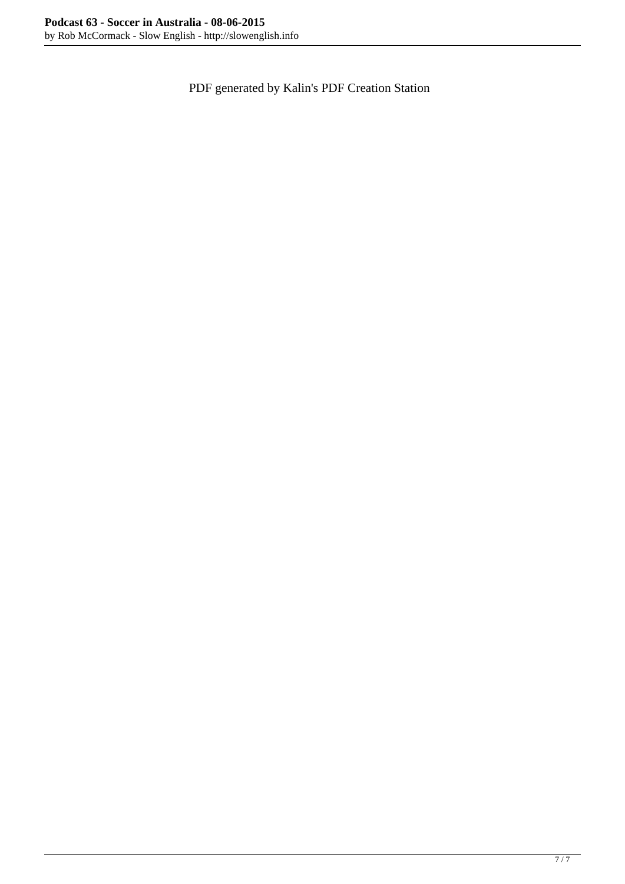PDF generated by Kalin's PDF Creation Station